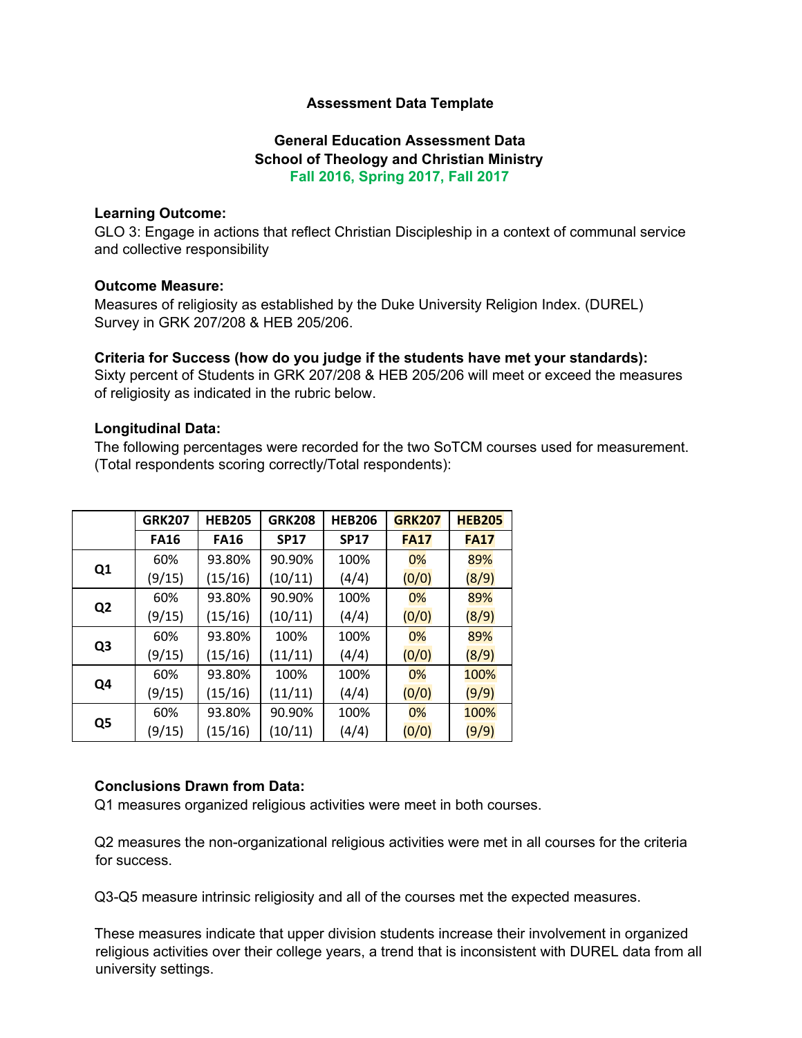**Assessment Data Template**

**General Education Assessment Data**
**School of Theology and Christian Ministry**
**Fall 2016, Spring 2017, Fall 2017**

**Learning Outcome:**
GLO 3: Engage in actions that reflect Christian Discipleship in a context of communal service and collective responsibility

**Outcome Measure:**
Measures of religiosity as established by the Duke University Religion Index. (DUREL) Survey in GRK 207/208 & HEB 205/206.

**Criteria for Success (how do you judge if the students have met your standards):**
Sixty percent of Students in GRK 207/208 & HEB 205/206 will meet or exceed the measures of religiosity as indicated in the rubric below.

**Longitudinal Data:**
The following percentages were recorded for the two SoTCM courses used for measurement. (Total respondents scoring correctly/Total respondents):

| | GRK207 | HEB205 | GRK208 | HEB206 | GRK207 | HEB205 |
|---|---|---|---|---|---|---|
| | FA16 | FA16 | SP17 | SP17 | FA17 | FA17 |
| Q1 | 60% (9/15) | 93.80% (15/16) | 90.90% (10/11) | 100% (4/4) | 0% (0/0) | 89% (8/9) |
| Q2 | 60% (9/15) | 93.80% (15/16) | 90.90% (10/11) | 100% (4/4) | 0% (0/0) | 89% (8/9) |
| Q3 | 60% (9/15) | 93.80% (15/16) | 100% (11/11) | 100% (4/4) | 0% (0/0) | 89% (8/9) |
| Q4 | 60% (9/15) | 93.80% (15/16) | 100% (11/11) | 100% (4/4) | 0% (0/0) | 100% (9/9) |
| Q5 | 60% (9/15) | 93.80% (15/16) | 90.90% (10/11) | 100% (4/4) | 0% (0/0) | 100% (9/9) |

**Conclusions Drawn from Data:**
Q1 measures organized religious activities were meet in both courses.

Q2 measures the non-organizational religious activities were met in all courses for the criteria for success.

Q3-Q5 measure intrinsic religiosity and all of the courses met the expected measures.

These measures indicate that upper division students increase their involvement in organized religious activities over their college years, a trend that is inconsistent with DUREL data from all university settings.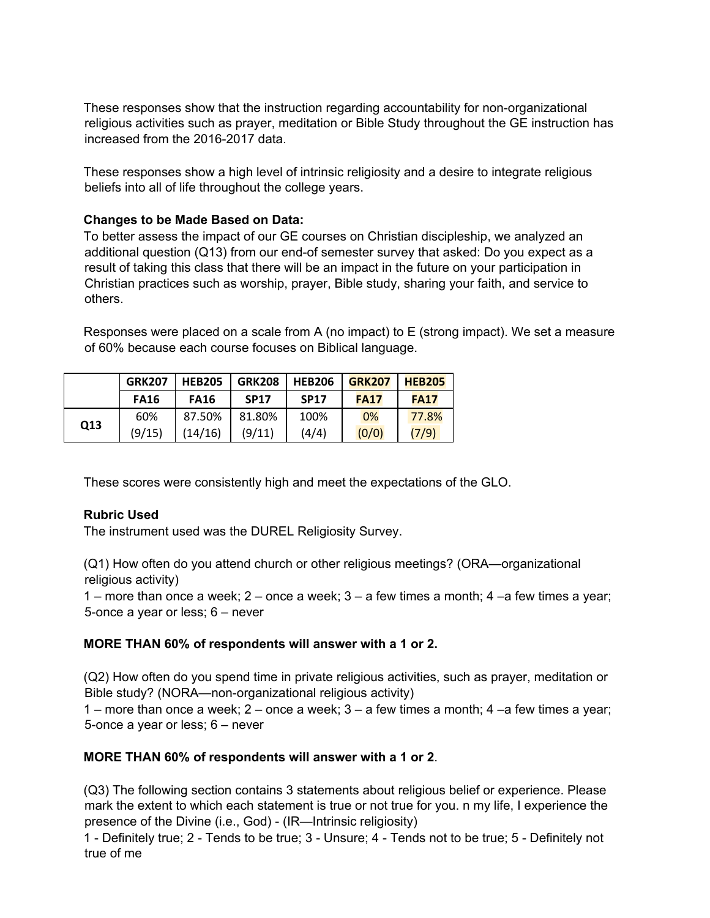These responses show that the instruction regarding accountability for non-organizational religious activities such as prayer, meditation or Bible Study throughout the GE instruction has increased from the 2016-2017 data.

These responses show a high level of intrinsic religiosity and a desire to integrate religious beliefs into all of life throughout the college years.

**Changes to be Made Based on Data:**

To better assess the impact of our GE courses on Christian discipleship, we analyzed an additional question (Q13) from our end-of semester survey that asked: Do you expect as a result of taking this class that there will be an impact in the future on your participation in Christian practices such as worship, prayer, Bible study, sharing your faith, and service to others.

Responses were placed on a scale from A (no impact) to E (strong impact). We set a measure of 60% because each course focuses on Biblical language.

| | GRK207 | HEB205 | GRK208 | HEB206 | GRK207 | HEB205 |
|---|---|---|---|---|---|---|
| | FA16 | FA16 | SP17 | SP17 | FA17 | FA17 |
| Q13 | 60% (9/15) | 87.50% (14/16) | 81.80% (9/11) | 100% (4/4) | 0% (0/0) | 77.8% (7/9) |

These scores were consistently high and meet the expectations of the GLO.

**Rubric Used**

The instrument used was the DUREL Religiosity Survey.

(Q1) How often do you attend church or other religious meetings? (ORA—organizational religious activity)
1 – more than once a week; 2 – once a week; 3 – a few times a month; 4 –a few times a year; 5-once a year or less; 6 – never

**MORE THAN 60% of respondents will answer with a 1 or 2.**

(Q2) How often do you spend time in private religious activities, such as prayer, meditation or Bible study? (NORA—non-organizational religious activity)
1 – more than once a week; 2 – once a week; 3 – a few times a month; 4 –a few times a year; 5-once a year or less; 6 – never

**MORE THAN 60% of respondents will answer with a 1 or 2**.

(Q3) The following section contains 3 statements about religious belief or experience. Please mark the extent to which each statement is true or not true for you. n my life, I experience the presence of the Divine (i.e., God) - (IR—Intrinsic religiosity)
1 - Definitely true; 2 - Tends to be true; 3 - Unsure; 4 - Tends not to be true; 5 - Definitely not true of me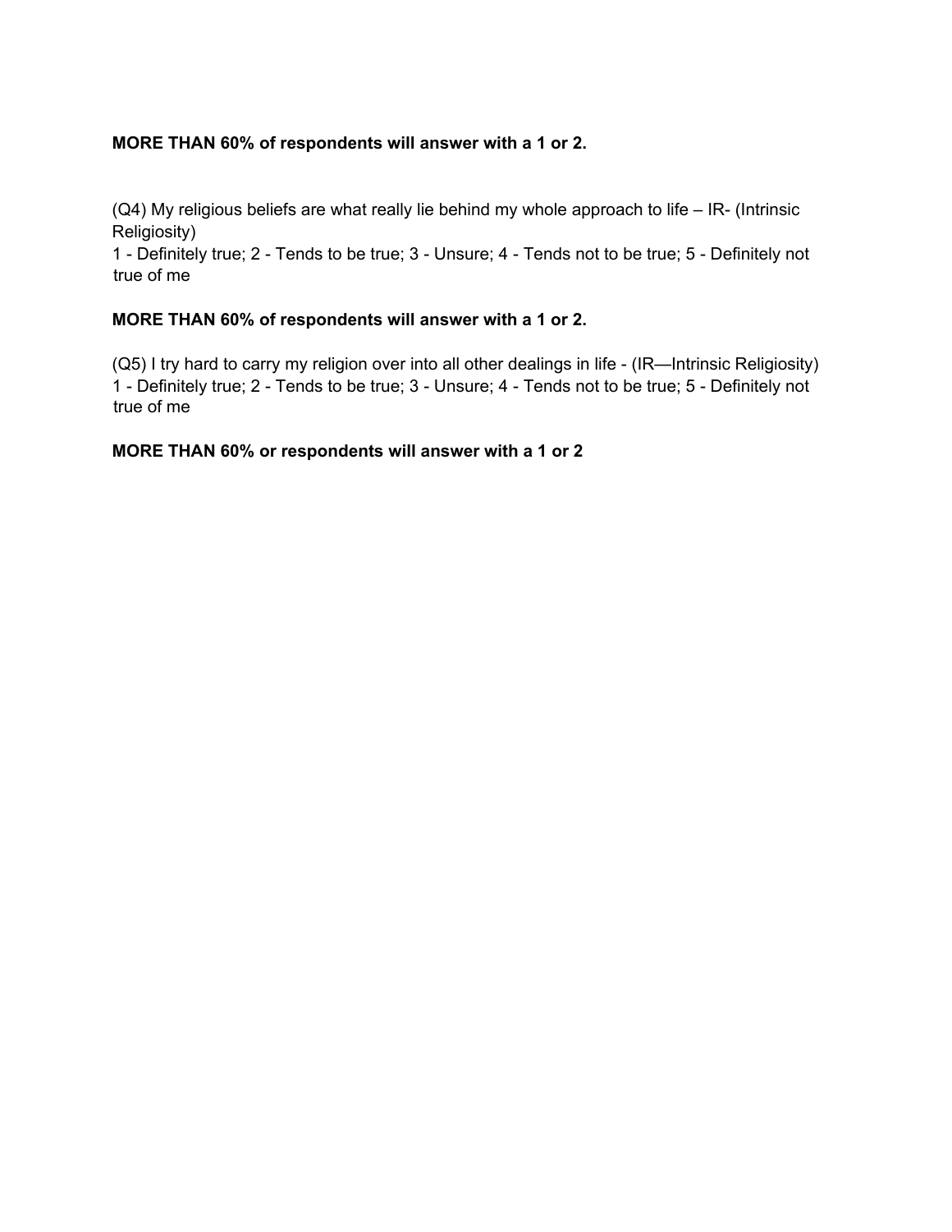**MORE THAN 60% of respondents will answer with a 1 or 2.**

(Q4) My religious beliefs are what really lie behind my whole approach to life – IR- (Intrinsic Religiosity)
1 - Definitely true; 2 - Tends to be true; 3 - Unsure; 4 - Tends not to be true; 5 - Definitely not true of me

**MORE THAN 60% of respondents will answer with a 1 or 2.**

(Q5) I try hard to carry my religion over into all other dealings in life - (IR—Intrinsic Religiosity)
1 - Definitely true; 2 - Tends to be true; 3 - Unsure; 4 - Tends not to be true; 5 - Definitely not true of me

**MORE THAN 60% or respondents will answer with a 1 or 2**